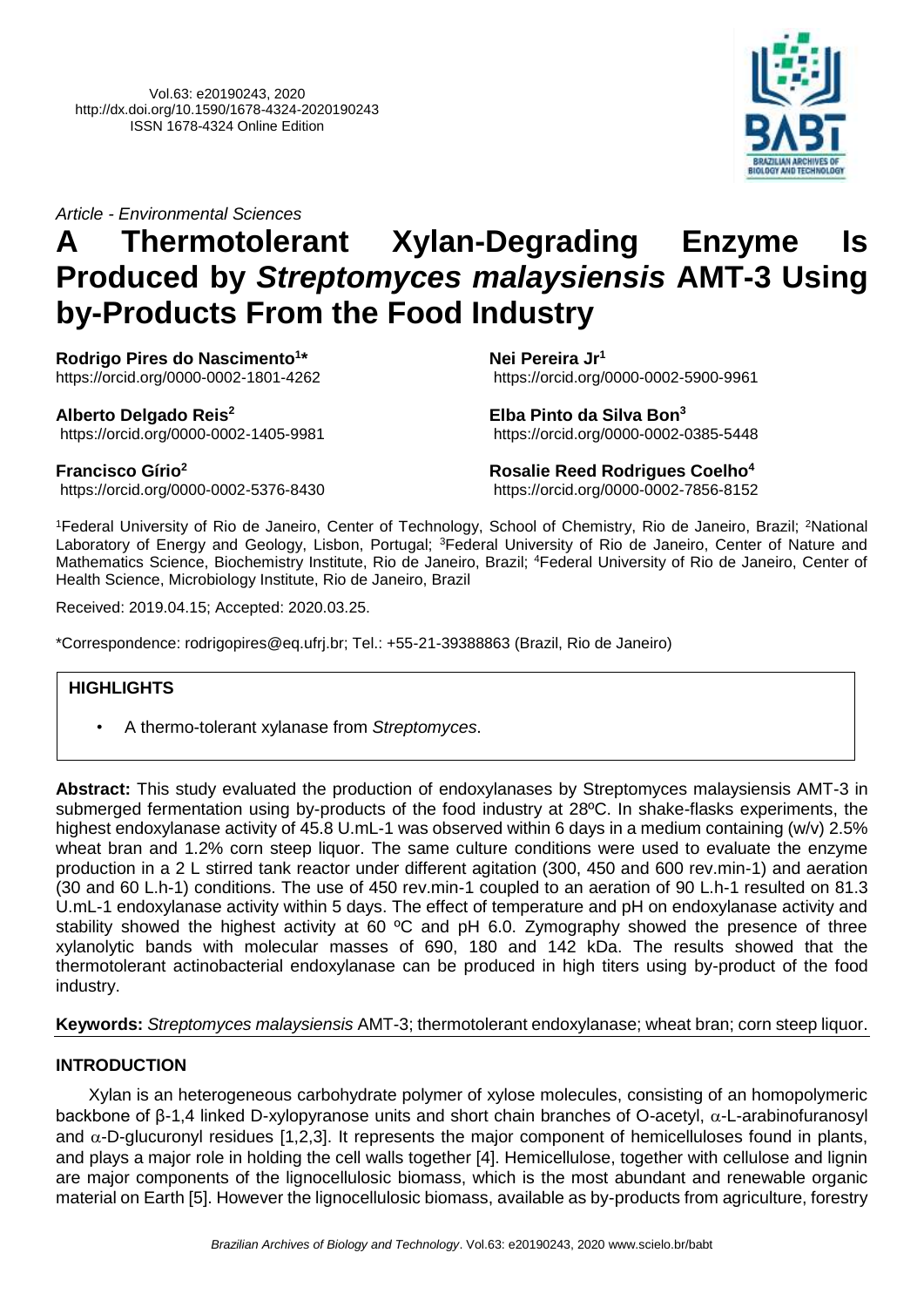Vol.63: e20190243, 2020
http://dx.doi.org/10.1590/1678-4324-2020190243
ISSN 1678-4324 Online Edition

*Article - Environmental Sciences*

# A Thermotolerant Xylan-Degrading Enzyme Is Produced by *Streptomyces malaysiensis* AMT-3 Using by-Products From the Food Industry

**Rodrigo Pires do Nascimento[1]***
https://orcid.org/0000-0002-1801-4262

**Nei Pereira Jr[1]**
https://orcid.org/0000-0002-5900-9961

**Alberto Delgado Reis[2]**
https://orcid.org/0000-0002-1405-9981

**Elba Pinto da Silva Bon[3]**
https://orcid.org/0000-0002-0385-5448

**Francisco Gírio[2]**
https://orcid.org/0000-0002-5376-8430

**Rosalie Reed Rodrigues Coelho[4]**
https://orcid.org/0000-0002-7856-8152

[1]Federal University of Rio de Janeiro, Center of Technology, School of Chemistry, Rio de Janeiro, Brazil; [2]National Laboratory of Energy and Geology, Lisbon, Portugal; [3]Federal University of Rio de Janeiro, Center of Nature and Mathematics Science, Biochemistry Institute, Rio de Janeiro, Brazil; [4]Federal University of Rio de Janeiro, Center of Health Science, Microbiology Institute, Rio de Janeiro, Brazil

Received: 2019.04.15; Accepted: 2020.03.25.

*Correspondence: rodrigopires@eq.ufrj.br; Tel.: +55-21-39388863 (Brazil, Rio de Janeiro)

**HIGHLIGHTS**

- A thermo-tolerant xylanase from *Streptomyces*.

**Abstract:** This study evaluated the production of endoxylanases by Streptomyces malaysiensis AMT-3 in submerged fermentation using by-products of the food industry at 28ºC. In shake-flasks experiments, the highest endoxylanase activity of 45.8 U.mL-1 was observed within 6 days in a medium containing (w/v) 2.5% wheat bran and 1.2% corn steep liquor. The same culture conditions were used to evaluate the enzyme production in a 2 L stirred tank reactor under different agitation (300, 450 and 600 rev.min-1) and aeration (30 and 60 L.h-1) conditions. The use of 450 rev.min-1 coupled to an aeration of 90 L.h-1 resulted on 81.3 U.mL-1 endoxylanase activity within 5 days. The effect of temperature and pH on endoxylanase activity and stability showed the highest activity at 60 ºC and pH 6.0. Zymography showed the presence of three xylanolytic bands with molecular masses of 690, 180 and 142 kDa. The results showed that the thermotolerant actinobacterial endoxylanase can be produced in high titers using by-product of the food industry.

**Keywords:** *Streptomyces malaysiensis* AMT-3; thermotolerant endoxylanase; wheat bran; corn steep liquor.

## INTRODUCTION

Xylan is an heterogeneous carbohydrate polymer of xylose molecules, consisting of an homopolymeric backbone of β-1,4 linked D-xylopyranose units and short chain branches of O-acetyl, α-L-arabinofuranosyl and α-D-glucuronyl residues [1,2,3]. It represents the major component of hemicelluloses found in plants, and plays a major role in holding the cell walls together [4]. Hemicellulose, together with cellulose and lignin are major components of the lignocellulosic biomass, which is the most abundant and renewable organic material on Earth [5]. However the lignocellulosic biomass, available as by-products from agriculture, forestry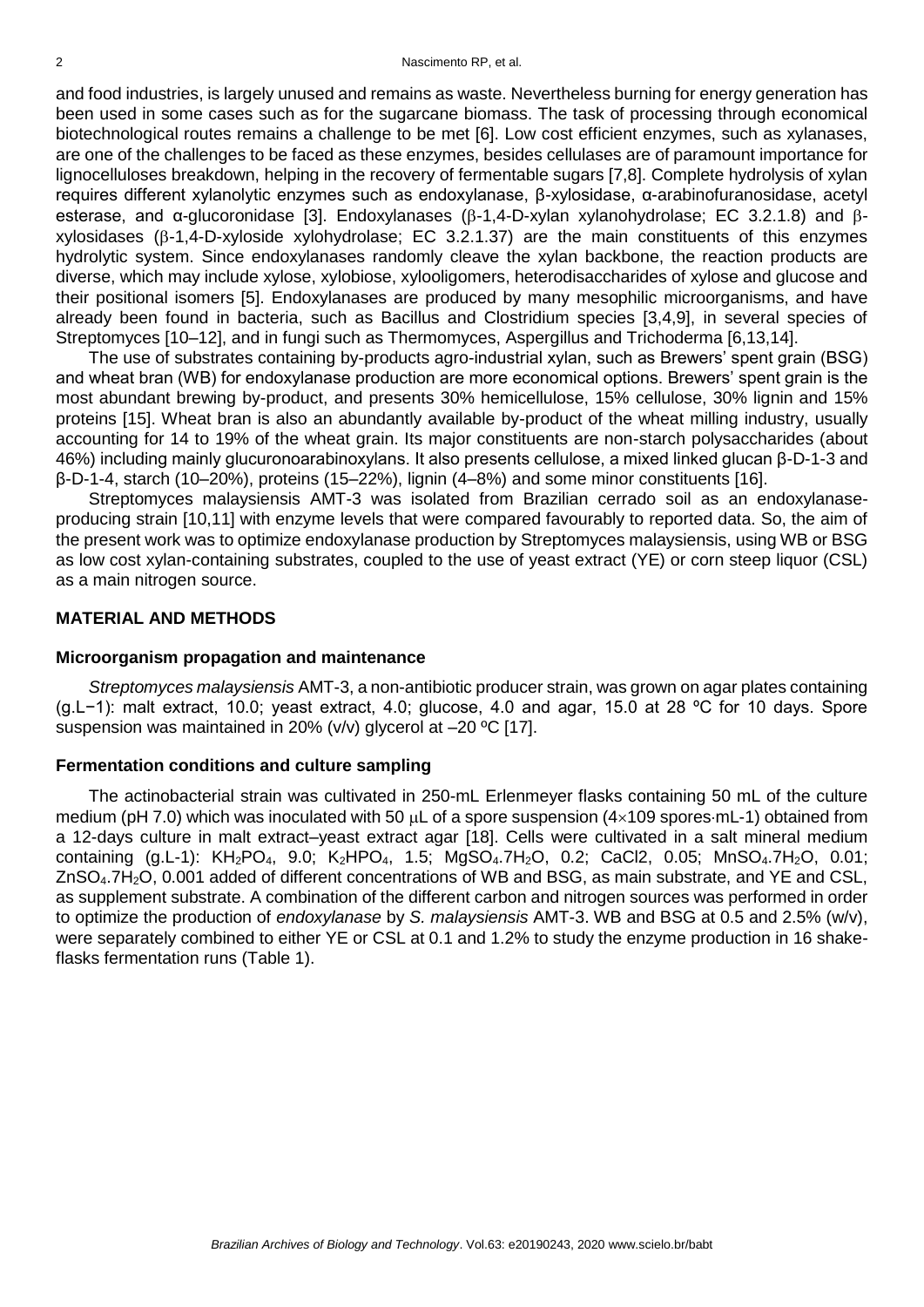and food industries, is largely unused and remains as waste. Nevertheless burning for energy generation has been used in some cases such as for the sugarcane biomass. The task of processing through economical biotechnological routes remains a challenge to be met [6]. Low cost efficient enzymes, such as xylanases, are one of the challenges to be faced as these enzymes, besides cellulases are of paramount importance for lignocelluloses breakdown, helping in the recovery of fermentable sugars [7,8]. Complete hydrolysis of xylan requires different xylanolytic enzymes such as endoxylanase, β-xylosidase, α-arabinofuranosidase, acetyl esterase, and α-glucoronidase [3]. Endoxylanases (β-1,4-D-xylan xylanohydrolase; EC 3.2.1.8) and β-xylosidases (β-1,4-D-xyloside xylohydrolase; EC 3.2.1.37) are the main constituents of this enzymes hydrolytic system. Since endoxylanases randomly cleave the xylan backbone, the reaction products are diverse, which may include xylose, xylobiose, xylooligomers, heterodisaccharides of xylose and glucose and their positional isomers [5]. Endoxylanases are produced by many mesophilic microorganisms, and have already been found in bacteria, such as Bacillus and Clostridium species [3,4,9], in several species of Streptomyces [10–12], and in fungi such as Thermomyces, Aspergillus and Trichoderma [6,13,14].

The use of substrates containing by-products agro-industrial xylan, such as Brewers' spent grain (BSG) and wheat bran (WB) for endoxylanase production are more economical options. Brewers' spent grain is the most abundant brewing by-product, and presents 30% hemicellulose, 15% cellulose, 30% lignin and 15% proteins [15]. Wheat bran is also an abundantly available by-product of the wheat milling industry, usually accounting for 14 to 19% of the wheat grain. Its major constituents are non-starch polysaccharides (about 46%) including mainly glucuronoarabinoxylans. It also presents cellulose, a mixed linked glucan β-D-1-3 and β-D-1-4, starch (10–20%), proteins (15–22%), lignin (4–8%) and some minor constituents [16].

Streptomyces malaysiensis AMT-3 was isolated from Brazilian cerrado soil as an endoxylanase-producing strain [10,11] with enzyme levels that were compared favourably to reported data. So, the aim of the present work was to optimize endoxylanase production by Streptomyces malaysiensis, using WB or BSG as low cost xylan-containing substrates, coupled to the use of yeast extract (YE) or corn steep liquor (CSL) as a main nitrogen source.

## MATERIAL AND METHODS

### Microorganism propagation and maintenance

*Streptomyces malaysiensis* AMT-3, a non-antibiotic producer strain, was grown on agar plates containing (g.L$^{-1}$): malt extract, 10.0; yeast extract, 4.0; glucose, 4.0 and agar, 15.0 at 28 ºC for 10 days. Spore suspension was maintained in 20% (v/v) glycerol at –20 ºC [17].

### Fermentation conditions and culture sampling

The actinobacterial strain was cultivated in 250-mL Erlenmeyer flasks containing 50 mL of the culture medium (pH 7.0) which was inoculated with 50 μL of a spore suspension ($4\times10^9$ spores·mL-1) obtained from a 12-days culture in malt extract–yeast extract agar [18]. Cells were cultivated in a salt mineral medium containing (g.L-1): $KH_2PO_4$, 9.0; $K_2HPO_4$, 1.5; $MgSO_4.7H_2O$, 0.2; CaCl2, 0.05; $MnSO_4.7H_2O$, 0.01; $ZnSO_4.7H_2O$, 0.001 added of different concentrations of WB and BSG, as main substrate, and YE and CSL, as supplement substrate. A combination of the different carbon and nitrogen sources was performed in order to optimize the production of *endoxylanase* by *S. malaysiensis* AMT-3. WB and BSG at 0.5 and 2.5% (w/v), were separately combined to either YE or CSL at 0.1 and 1.2% to study the enzyme production in 16 shake-flasks fermentation runs (Table 1).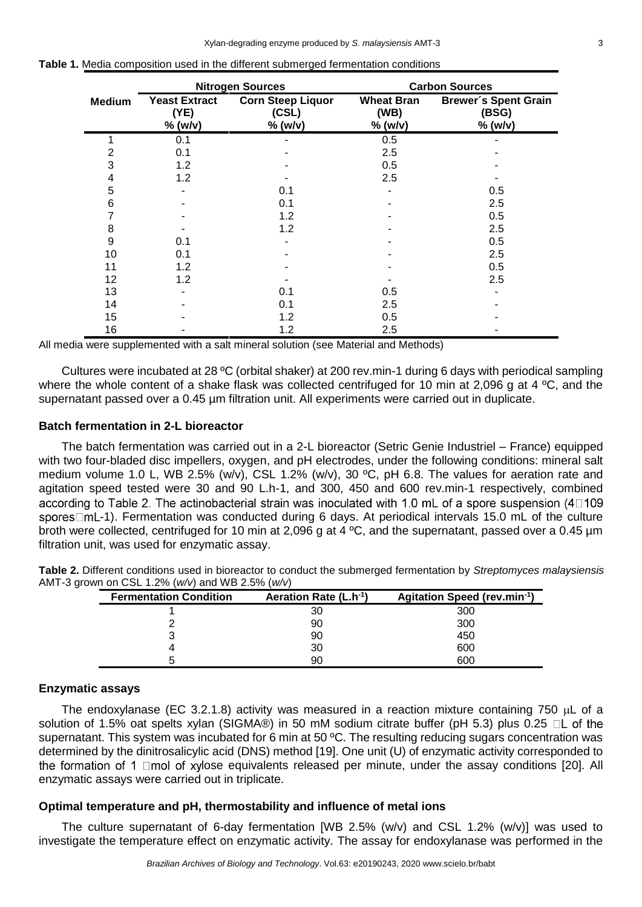**Table 1.** Media composition used in the different submerged fermentation conditions

| Medium | Nitrogen Sources | | Carbon Sources | |
|---|---|---|---|---|
| | Yeast Extract (YE) % (w/v) | Corn Steep Liquor (CSL) % (w/v) | Wheat Bran (WB) % (w/v) | Brewer´s Spent Grain (BSG) % (w/v) |
| 1 | 0.1 | - | 0.5 | - |
| 2 | 0.1 | - | 2.5 | - |
| 3 | 1.2 | - | 0.5 | - |
| 4 | 1.2 | - | 2.5 | - |
| 5 | - | 0.1 | - | 0.5 |
| 6 | - | 0.1 | - | 2.5 |
| 7 | - | 1.2 | - | 0.5 |
| 8 | - | 1.2 | - | 2.5 |
| 9 | 0.1 | - | - | 0.5 |
| 10 | 0.1 | - | - | 2.5 |
| 11 | 1.2 | - | - | 0.5 |
| 12 | 1.2 | - | - | 2.5 |
| 13 | - | 0.1 | 0.5 | - |
| 14 | - | 0.1 | 2.5 | - |
| 15 | - | 1.2 | 0.5 | - |
| 16 | - | 1.2 | 2.5 | - |

All media were supplemented with a salt mineral solution (see Material and Methods)

Cultures were incubated at 28 ºC (orbital shaker) at 200 rev.min-1 during 6 days with periodical sampling where the whole content of a shake flask was collected centrifuged for 10 min at 2,096 g at 4 ºC, and the supernatant passed over a 0.45 µm filtration unit. All experiments were carried out in duplicate.

### Batch fermentation in 2-L bioreactor

The batch fermentation was carried out in a 2-L bioreactor (Setric Genie Industriel – France) equipped with two four-bladed disc impellers, oxygen, and pH electrodes, under the following conditions: mineral salt medium volume 1.0 L, WB 2.5% (w/v), CSL 1.2% (w/v), 30 ºC, pH 6.8. The values for aeration rate and agitation speed tested were 30 and 90 L.h-1, and 300, 450 and 600 rev.min-1 respectively, combined according to Table 2. The actinobacterial strain was inoculated with 1.0 mL of a spore suspension ($4 \times 10^9$ spores $\cdot$ mL-1). Fermentation was conducted during 6 days. At periodical intervals 15.0 mL of the culture broth were collected, centrifuged for 10 min at 2,096 g at 4 ºC, and the supernatant, passed over a 0.45 µm filtration unit, was used for enzymatic assay.

**Table 2.** Different conditions used in bioreactor to conduct the submerged fermentation by *Streptomyces malaysiensis* AMT-3 grown on CSL 1.2% (*w/v*) and WB 2.5% (*w/v*)

| Fermentation Condition | Aeration Rate ($L.h^{-1}$) | Agitation Speed ($rev.min^{-1}$) |
|---|---|---|
| 1 | 30 | 300 |
| 2 | 90 | 300 |
| 3 | 90 | 450 |
| 4 | 30 | 600 |
| 5 | 90 | 600 |

### Enzymatic assays

The endoxylanase (EC 3.2.1.8) activity was measured in a reaction mixture containing 750 μL of a solution of 1.5% oat spelts xylan (SIGMA®) in 50 mM sodium citrate buffer (pH 5.3) plus 0.25 μL of the supernatant. This system was incubated for 6 min at 50 ºC. The resulting reducing sugars concentration was determined by the dinitrosalicylic acid (DNS) method [19]. One unit (U) of enzymatic activity corresponded to the formation of 1 μmol of xylose equivalents released per minute, under the assay conditions [20]. All enzymatic assays were carried out in triplicate.

### Optimal temperature and pH, thermostability and influence of metal ions

The culture supernatant of 6-day fermentation [WB 2.5% (w/v) and CSL 1.2% (w/v)] was used to investigate the temperature effect on enzymatic activity. The assay for endoxylanase was performed in the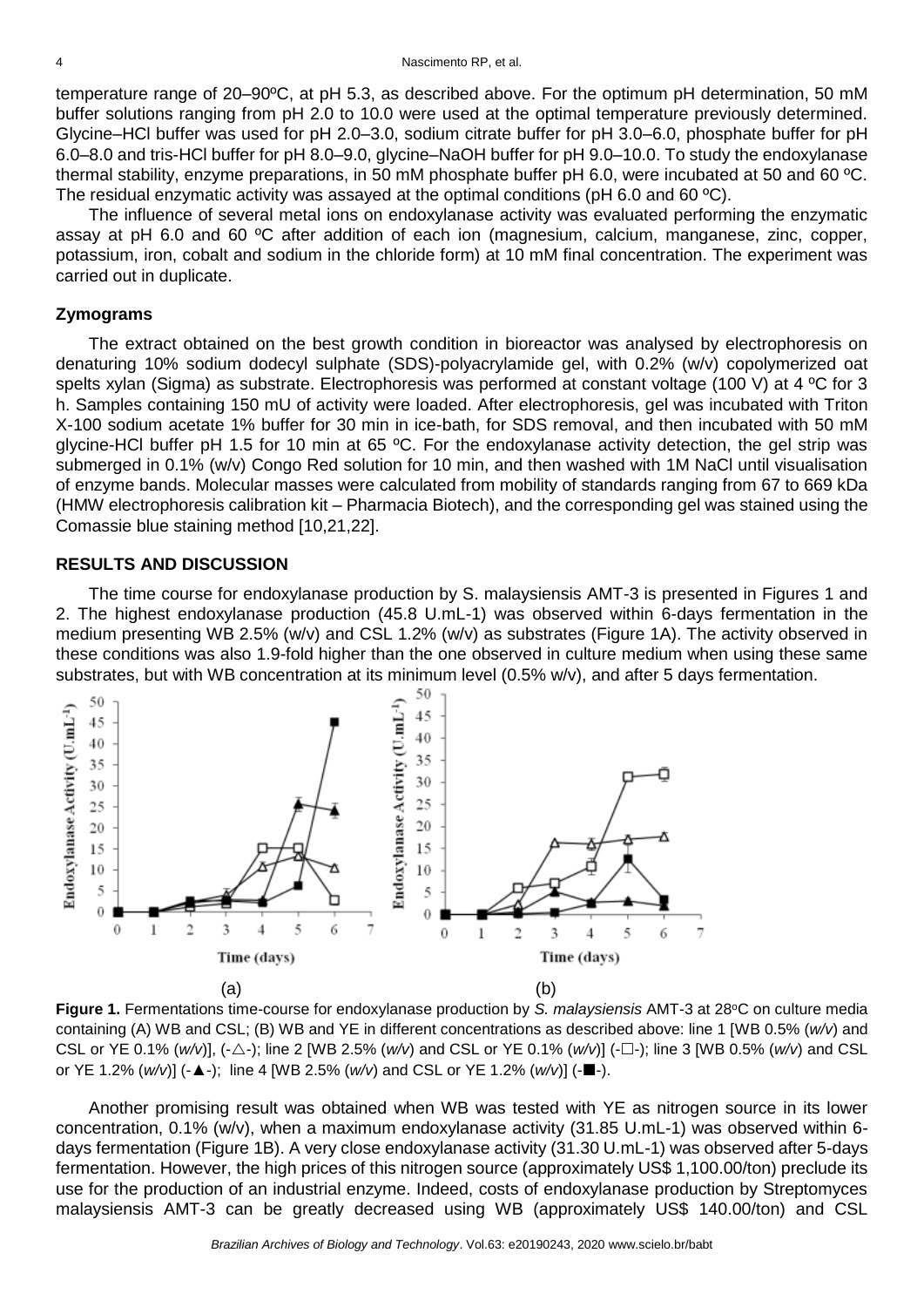temperature range of 20–90ºC, at pH 5.3, as described above. For the optimum pH determination, 50 mM buffer solutions ranging from pH 2.0 to 10.0 were used at the optimal temperature previously determined. Glycine–HCl buffer was used for pH 2.0–3.0, sodium citrate buffer for pH 3.0–6.0, phosphate buffer for pH 6.0–8.0 and tris-HCl buffer for pH 8.0–9.0, glycine–NaOH buffer for pH 9.0–10.0. To study the endoxylanase thermal stability, enzyme preparations, in 50 mM phosphate buffer pH 6.0, were incubated at 50 and 60 ºC. The residual enzymatic activity was assayed at the optimal conditions (pH 6.0 and 60 ºC).

The influence of several metal ions on endoxylanase activity was evaluated performing the enzymatic assay at pH 6.0 and 60 ºC after addition of each ion (magnesium, calcium, manganese, zinc, copper, potassium, iron, cobalt and sodium in the chloride form) at 10 mM final concentration. The experiment was carried out in duplicate.

### Zymograms

The extract obtained on the best growth condition in bioreactor was analysed by electrophoresis on denaturing 10% sodium dodecyl sulphate (SDS)-polyacrylamide gel, with 0.2% (w/v) copolymerized oat spelts xylan (Sigma) as substrate. Electrophoresis was performed at constant voltage (100 V) at 4 ºC for 3 h. Samples containing 150 mU of activity were loaded. After electrophoresis, gel was incubated with Triton X-100 sodium acetate 1% buffer for 30 min in ice-bath, for SDS removal, and then incubated with 50 mM glycine-HCl buffer pH 1.5 for 10 min at 65 ºC. For the endoxylanase activity detection, the gel strip was submerged in 0.1% (w/v) Congo Red solution for 10 min, and then washed with 1M NaCl until visualisation of enzyme bands. Molecular masses were calculated from mobility of standards ranging from 67 to 669 kDa (HMW electrophoresis calibration kit – Pharmacia Biotech), and the corresponding gel was stained using the Comassie blue staining method [10,21,22].

## RESULTS AND DISCUSSION

The time course for endoxylanase production by S. malaysiensis AMT-3 is presented in Figures 1 and 2. The highest endoxylanase production (45.8 U.mL-1) was observed within 6-days fermentation in the medium presenting WB 2.5% (w/v) and CSL 1.2% (w/v) as substrates (Figure 1A). The activity observed in these conditions was also 1.9-fold higher than the one observed in culture medium when using these same substrates, but with WB concentration at its minimum level (0.5% w/v), and after 5 days fermentation.

**Figure 1.** Fermentations time-course for endoxylanase production by *S. malaysiensis* AMT-3 at 28ºC on culture media containing (A) WB and CSL; (B) WB and YE in different concentrations as described above: line 1 [WB 0.5% (*w/v*) and CSL or YE 0.1% (*w/v*)], (-△-); line 2 [WB 2.5% (*w/v*) and CSL or YE 0.1% (*w/v*)] (-□-); line 3 [WB 0.5% (*w/v*) and CSL or YE 1.2% (*w/v*)] (-▲-); line 4 [WB 2.5% (*w/v*) and CSL or YE 1.2% (*w/v*)] (-■-).

Another promising result was obtained when WB was tested with YE as nitrogen source in its lower concentration, 0.1% (w/v), when a maximum endoxylanase activity (31.85 U.mL-1) was observed within 6-days fermentation (Figure 1B). A very close endoxylanase activity (31.30 U.mL-1) was observed after 5-days fermentation. However, the high prices of this nitrogen source (approximately US$ 1,100.00/ton) preclude its use for the production of an industrial enzyme. Indeed, costs of endoxylanase production by Streptomyces malaysiensis AMT-3 can be greatly decreased using WB (approximately US$ 140.00/ton) and CSL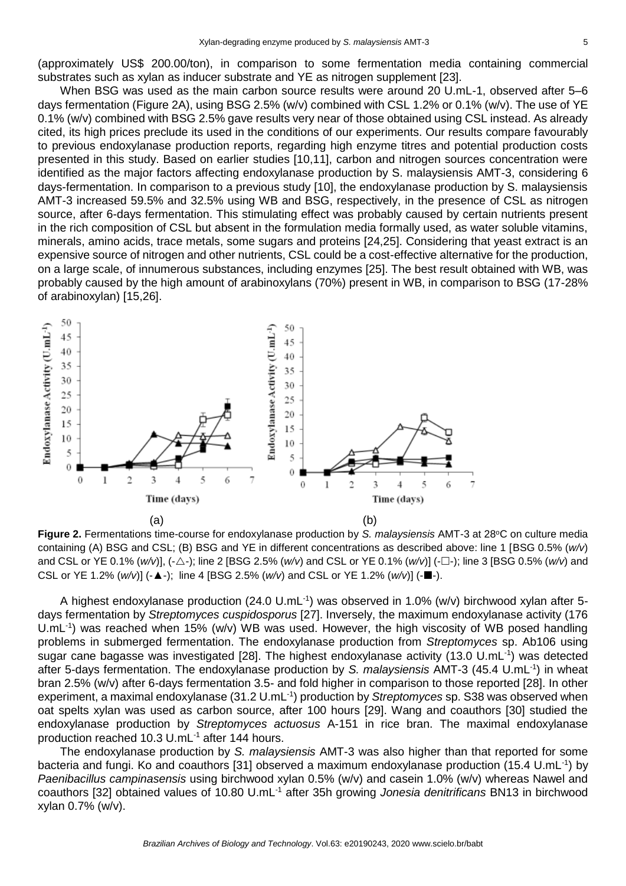(approximately US$ 200.00/ton), in comparison to some fermentation media containing commercial substrates such as xylan as inducer substrate and YE as nitrogen supplement [23].

When BSG was used as the main carbon source results were around 20 U.mL-1, observed after 5–6 days fermentation (Figure 2A), using BSG 2.5% (w/v) combined with CSL 1.2% or 0.1% (w/v). The use of YE 0.1% (w/v) combined with BSG 2.5% gave results very near of those obtained using CSL instead. As already cited, its high prices preclude its used in the conditions of our experiments. Our results compare favourably to previous endoxylanase production reports, regarding high enzyme titres and potential production costs presented in this study. Based on earlier studies [10,11], carbon and nitrogen sources concentration were identified as the major factors affecting endoxylanase production by S. malaysiensis AMT-3, considering 6 days-fermentation. In comparison to a previous study [10], the endoxylanase production by S. malaysiensis AMT-3 increased 59.5% and 32.5% using WB and BSG, respectively, in the presence of CSL as nitrogen source, after 6-days fermentation. This stimulating effect was probably caused by certain nutrients present in the rich composition of CSL but absent in the formulation media formally used, as water soluble vitamins, minerals, amino acids, trace metals, some sugars and proteins [24,25]. Considering that yeast extract is an expensive source of nitrogen and other nutrients, CSL could be a cost-effective alternative for the production, on a large scale, of innumerous substances, including enzymes [25]. The best result obtained with WB, was probably caused by the high amount of arabinoxylans (70%) present in WB, in comparison to BSG (17-28% of arabinoxylan) [15,26].

**Figure 2.** Fermentations time-course for endoxylanase production by *S. malaysiensis* AMT-3 at 28°C on culture media containing (A) BSG and CSL; (B) BSG and YE in different concentrations as described above: line 1 [BSG 0.5% (*w/v*) and CSL or YE 0.1% (*w/v*)], (-△-); line 2 [BSG 2.5% (*w/v*) and CSL or YE 0.1% (*w/v*)] (-□-); line 3 [BSG 0.5% (*w/v*) and CSL or YE 1.2% (*w/v*)] (-▲-); line 4 [BSG 2.5% (*w/v*) and CSL or YE 1.2% (*w/v*)] (-■-).

A highest endoxylanase production (24.0 U.mL$^{-1}$) was observed in 1.0% (w/v) birchwood xylan after 5-days fermentation by *Streptomyces cuspidosporus* [27]. Inversely, the maximum endoxylanase activity (176 U.mL$^{-1}$) was reached when 15% (w/v) WB was used. However, the high viscosity of WB posed handling problems in submerged fermentation. The endoxylanase production from *Streptomyces* sp. Ab106 using sugar cane bagasse was investigated [28]. The highest endoxylanase activity (13.0 U.mL$^{-1}$) was detected after 5-days fermentation. The endoxylanase production by *S. malaysiensis* AMT-3 (45.4 U.mL$^{-1}$) in wheat bran 2.5% (w/v) after 6-days fermentation 3.5- and fold higher in comparison to those reported [28]. In other experiment, a maximal endoxylanase (31.2 U.mL$^{-1}$) production by *Streptomyces* sp. S38 was observed when oat spelts xylan was used as carbon source, after 100 hours [29]. Wang and coauthors [30] studied the endoxylanase production by *Streptomyces actuosus* A-151 in rice bran. The maximal endoxylanase production reached 10.3 U.mL$^{-1}$ after 144 hours.

The endoxylanase production by *S. malaysiensis* AMT-3 was also higher than that reported for some bacteria and fungi. Ko and coauthors [31] observed a maximum endoxylanase production (15.4 U.mL$^{-1}$) by *Paenibacillus campinasensis* using birchwood xylan 0.5% (w/v) and casein 1.0% (w/v) whereas Nawel and coauthors [32] obtained values of 10.80 U.mL$^{-1}$ after 35h growing *Jonesia denitrificans* BN13 in birchwood xylan 0.7% (w/v).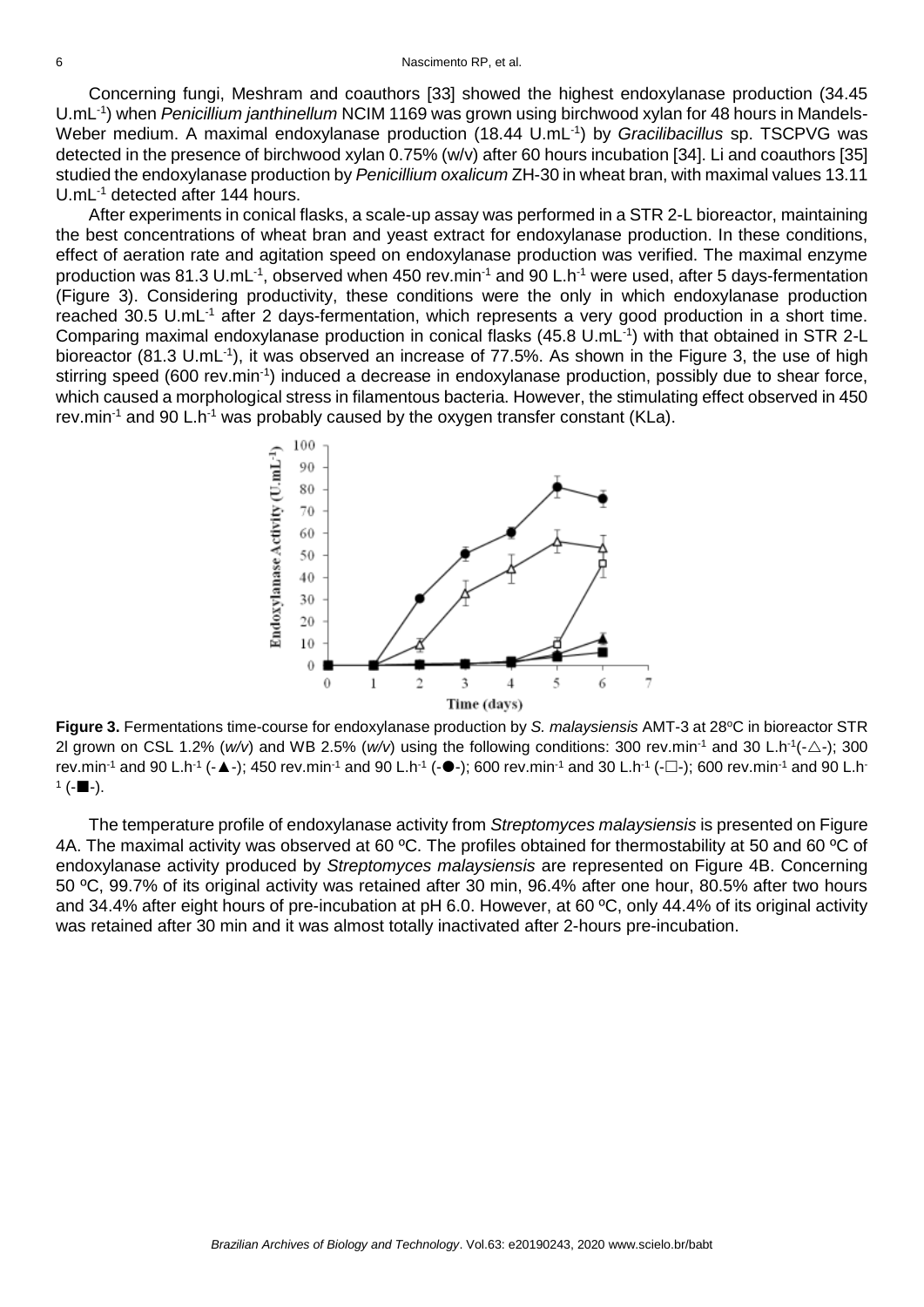Concerning fungi, Meshram and coauthors [33] showed the highest endoxylanase production (34.45 U.mL$^{-1}$) when *Penicillium janthinellum* NCIM 1169 was grown using birchwood xylan for 48 hours in Mandels-Weber medium. A maximal endoxylanase production (18.44 U.mL$^{-1}$) by *Gracilibacillus* sp. TSCPVG was detected in the presence of birchwood xylan 0.75% (w/v) after 60 hours incubation [34]. Li and coauthors [35] studied the endoxylanase production by *Penicillium oxalicum* ZH-30 in wheat bran, with maximal values 13.11 U.mL$^{-1}$ detected after 144 hours.

After experiments in conical flasks, a scale-up assay was performed in a STR 2-L bioreactor, maintaining the best concentrations of wheat bran and yeast extract for endoxylanase production. In these conditions, effect of aeration rate and agitation speed on endoxylanase production was verified. The maximal enzyme production was 81.3 U.mL$^{-1}$, observed when 450 rev.min$^{-1}$ and 90 L.h$^{-1}$ were used, after 5 days-fermentation (Figure 3). Considering productivity, these conditions were the only in which endoxylanase production reached 30.5 U.mL$^{-1}$ after 2 days-fermentation, which represents a very good production in a short time. Comparing maximal endoxylanase production in conical flasks (45.8 U.mL$^{-1}$) with that obtained in STR 2-L bioreactor (81.3 U.mL$^{-1}$), it was observed an increase of 77.5%. As shown in the Figure 3, the use of high stirring speed (600 rev.min$^{-1}$) induced a decrease in endoxylanase production, possibly due to shear force, which caused a morphological stress in filamentous bacteria. However, the stimulating effect observed in 450 rev.min$^{-1}$ and 90 L.h$^{-1}$ was probably caused by the oxygen transfer constant (KLa).

**Figure 3.** Fermentations time-course for endoxylanase production by *S. malaysiensis* AMT-3 at 28°C in bioreactor STR 2l grown on CSL 1.2% (*w/v*) and WB 2.5% (*w/v*) using the following conditions: 300 rev.min$^{-1}$ and 30 L.h$^{-1}$(-△-); 300 rev.min$^{-1}$ and 90 L.h$^{-1}$ (-▲-); 450 rev.min$^{-1}$ and 90 L.h$^{-1}$ (-●-); 600 rev.min$^{-1}$ and 30 L.h$^{-1}$ (-□-); 600 rev.min$^{-1}$ and 90 L.h$^{-1}$ (-■-).

The temperature profile of endoxylanase activity from *Streptomyces malaysiensis* is presented on Figure 4A. The maximal activity was observed at 60 ºC. The profiles obtained for thermostability at 50 and 60 ºC of endoxylanase activity produced by *Streptomyces malaysiensis* are represented on Figure 4B. Concerning 50 ºC, 99.7% of its original activity was retained after 30 min, 96.4% after one hour, 80.5% after two hours and 34.4% after eight hours of pre-incubation at pH 6.0. However, at 60 ºC, only 44.4% of its original activity was retained after 30 min and it was almost totally inactivated after 2-hours pre-incubation.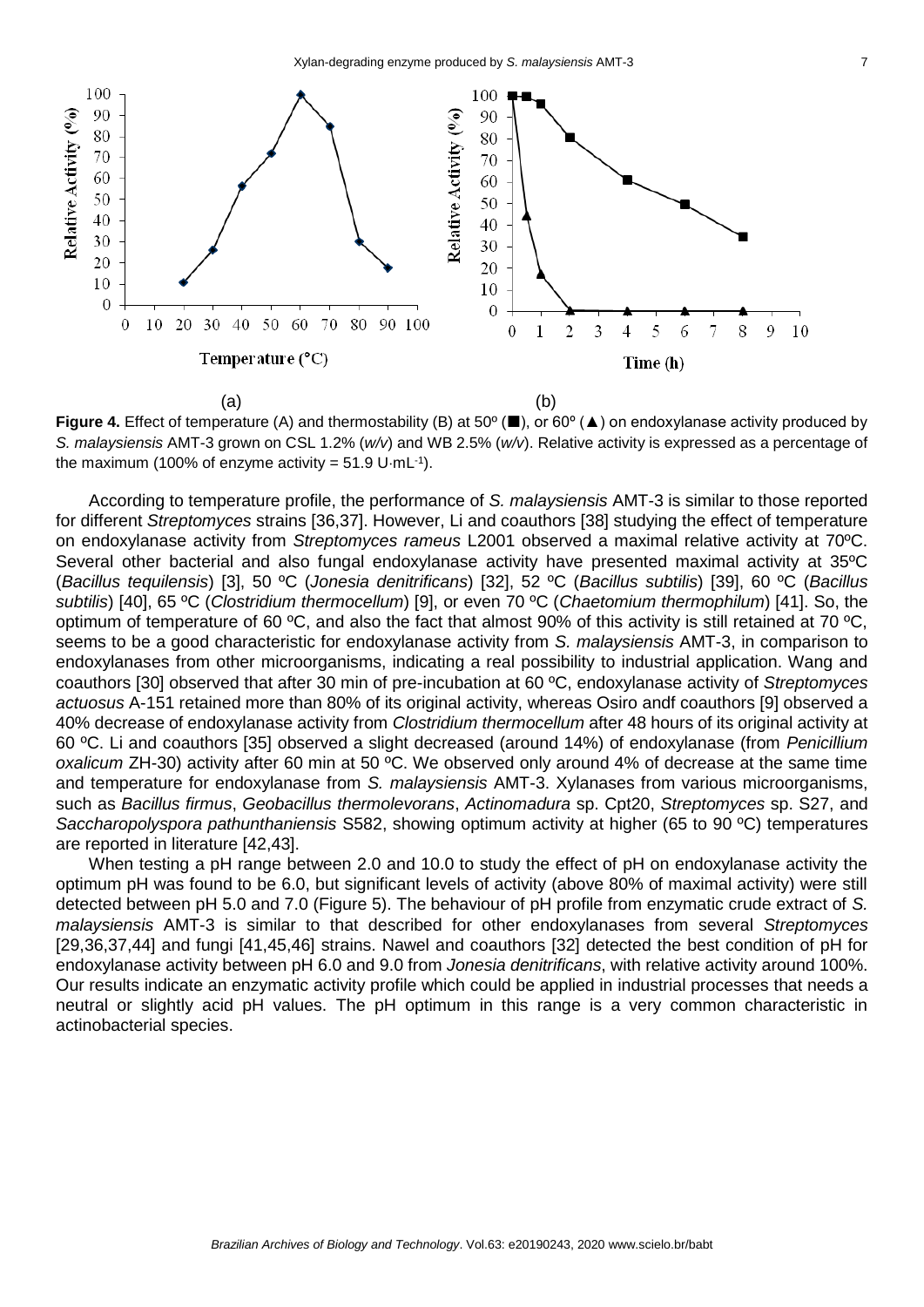(a) (b)

**Figure 4.** Effect of temperature (A) and thermostability (B) at 50º (■), or 60º (▲) on endoxylanase activity produced by *S. malaysiensis* AMT-3 grown on CSL 1.2% (*w/v*) and WB 2.5% (*w/v*). Relative activity is expressed as a percentage of the maximum (100% of enzyme activity = 51.9 U·mL$^{-1}$).

According to temperature profile, the performance of *S. malaysiensis* AMT-3 is similar to those reported for different *Streptomyces* strains [36,37]. However, Li and coauthors [38] studying the effect of temperature on endoxylanase activity from *Streptomyces rameus* L2001 observed a maximal relative activity at 70ºC. Several other bacterial and also fungal endoxylanase activity have presented maximal activity at 35ºC (*Bacillus tequilensis*) [3], 50 ºC (*Jonesia denitrificans*) [32], 52 ºC (*Bacillus subtilis*) [39], 60 ºC (*Bacillus subtilis*) [40], 65 ºC (*Clostridium thermocellum*) [9], or even 70 ºC (*Chaetomium thermophilum*) [41]. So, the optimum of temperature of 60 ºC, and also the fact that almost 90% of this activity is still retained at 70 ºC, seems to be a good characteristic for endoxylanase activity from *S. malaysiensis* AMT-3, in comparison to endoxylanases from other microorganisms, indicating a real possibility to industrial application. Wang and coauthors [30] observed that after 30 min of pre-incubation at 60 ºC, endoxylanase activity of *Streptomyces actuosus* A-151 retained more than 80% of its original activity, whereas Osiro andf coauthors [9] observed a 40% decrease of endoxylanase activity from *Clostridium thermocellum* after 48 hours of its original activity at 60 ºC. Li and coauthors [35] observed a slight decreased (around 14%) of endoxylanase (from *Penicillium oxalicum* ZH-30) activity after 60 min at 50 ºC. We observed only around 4% of decrease at the same time and temperature for endoxylanase from *S. malaysiensis* AMT-3. Xylanases from various microorganisms, such as *Bacillus firmus*, *Geobacillus thermolevorans*, *Actinomadura* sp. Cpt20, *Streptomyces* sp. S27, and *Saccharopolyspora pathunthaniensis* S582, showing optimum activity at higher (65 to 90 ºC) temperatures are reported in literature [42,43].

When testing a pH range between 2.0 and 10.0 to study the effect of pH on endoxylanase activity the optimum pH was found to be 6.0, but significant levels of activity (above 80% of maximal activity) were still detected between pH 5.0 and 7.0 (Figure 5). The behaviour of pH profile from enzymatic crude extract of *S. malaysiensis* AMT-3 is similar to that described for other endoxylanases from several *Streptomyces* [29,36,37,44] and fungi [41,45,46] strains. Nawel and coauthors [32] detected the best condition of pH for endoxylanase activity between pH 6.0 and 9.0 from *Jonesia denitrificans*, with relative activity around 100%. Our results indicate an enzymatic activity profile which could be applied in industrial processes that needs a neutral or slightly acid pH values. The pH optimum in this range is a very common characteristic in actinobacterial species.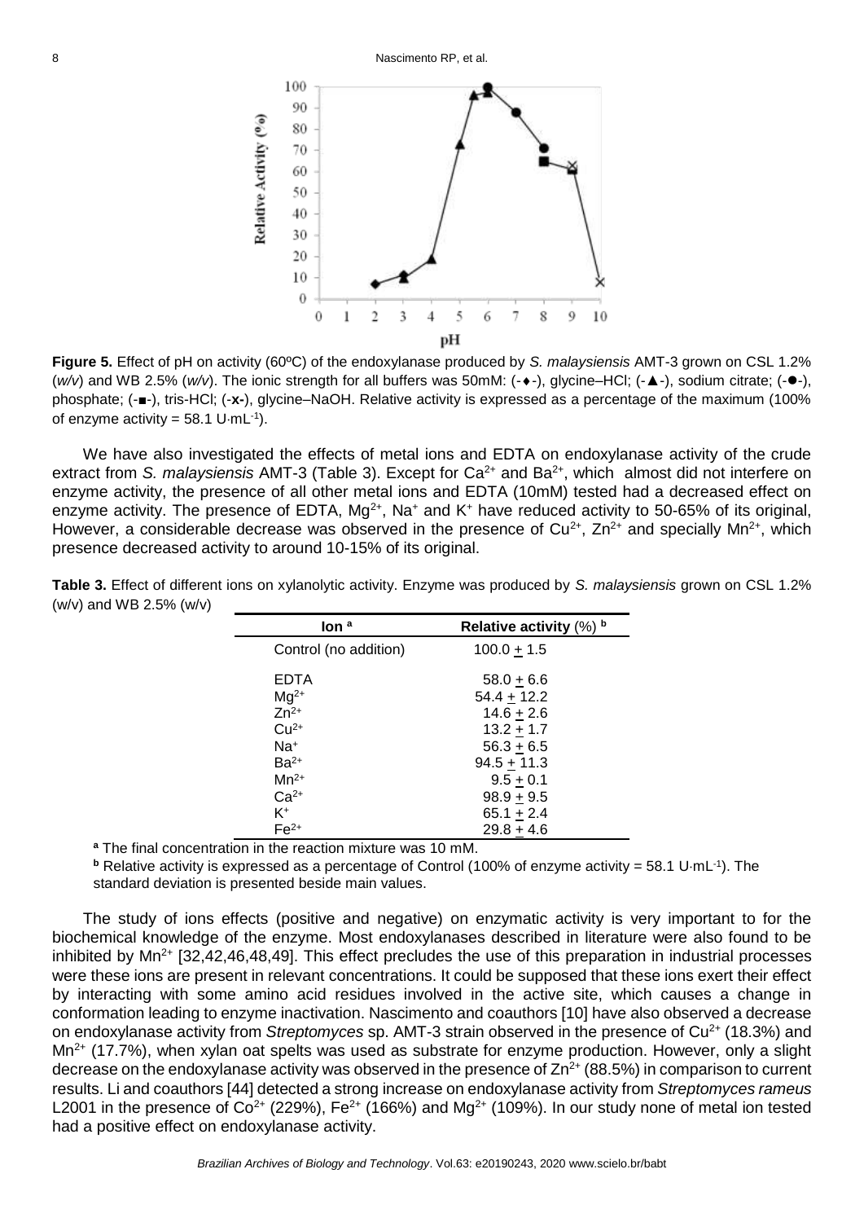**Figure 5.** Effect of pH on activity (60ºC) of the endoxylanase produced by *S. malaysiensis* AMT-3 grown on CSL 1.2% (*w/v*) and WB 2.5% (*w/v*). The ionic strength for all buffers was 50mM: (-♦-), glycine–HCl; (-▲-), sodium citrate; (-●-), phosphate; (-■-), tris-HCl; (-**x-**), glycine–NaOH. Relative activity is expressed as a percentage of the maximum (100% of enzyme activity = 58.1 U·mL$^{-1}$).

We have also investigated the effects of metal ions and EDTA on endoxylanase activity of the crude extract from *S. malaysiensis* AMT-3 (Table 3). Except for $Ca^{2+}$ and $Ba^{2+}$, which almost did not interfere on enzyme activity, the presence of all other metal ions and EDTA (10mM) tested had a decreased effect on enzyme activity. The presence of EDTA, $Mg^{2+}$, $Na^{+}$ and $K^{+}$ have reduced activity to 50-65% of its original, However, a considerable decrease was observed in the presence of $Cu^{2+}$, $Zn^{2+}$ and specially $Mn^{2+}$, which presence decreased activity to around 10-15% of its original.

**Table 3.** Effect of different ions on xylanolytic activity. Enzyme was produced by *S. malaysiensis* grown on CSL 1.2% (w/v) and WB 2.5% (w/v)

| Ion [a] | Relative activity (%) [b] |
|---|---|
| Control (no addition) | 100.0 ± 1.5 |
| EDTA | 58.0 ± 6.6 |
| $Mg^{2+}$ | 54.4 ± 12.2 |
| $Zn^{2+}$ | 14.6 ± 2.6 |
| $Cu^{2+}$ | 13.2 ± 1.7 |
| $Na^{+}$ | 56.3 ± 6.5 |
| $Ba^{2+}$ | 94.5 ± 11.3 |
| $Mn^{2+}$ | 9.5 ± 0.1 |
| $Ca^{2+}$ | 98.9 ± 9.5 |
| $K^{+}$ | 65.1 ± 2.4 |
| $Fe^{2+}$ | 29.8 ± 4.6 |

[a] The final concentration in the reaction mixture was 10 mM.

[b] Relative activity is expressed as a percentage of Control (100% of enzyme activity = 58.1 U·mL$^{-1}$). The standard deviation is presented beside main values.

The study of ions effects (positive and negative) on enzymatic activity is very important to for the biochemical knowledge of the enzyme. Most endoxylanases described in literature were also found to be inhibited by $Mn^{2+}$ [32,42,46,48,49]. This effect precludes the use of this preparation in industrial processes were these ions are present in relevant concentrations. It could be supposed that these ions exert their effect by interacting with some amino acid residues involved in the active site, which causes a change in conformation leading to enzyme inactivation. Nascimento and coauthors [10] have also observed a decrease on endoxylanase activity from *Streptomyces* sp. AMT-3 strain observed in the presence of $Cu^{2+}$ (18.3%) and $Mn^{2+}$ (17.7%), when xylan oat spelts was used as substrate for enzyme production. However, only a slight decrease on the endoxylanase activity was observed in the presence of $Zn^{2+}$ (88.5%) in comparison to current results. Li and coauthors [44] detected a strong increase on endoxylanase activity from *Streptomyces rameus* L2001 in the presence of $Co^{2+}$ (229%), $Fe^{2+}$ (166%) and $Mg^{2+}$ (109%). In our study none of metal ion tested had a positive effect on endoxylanase activity.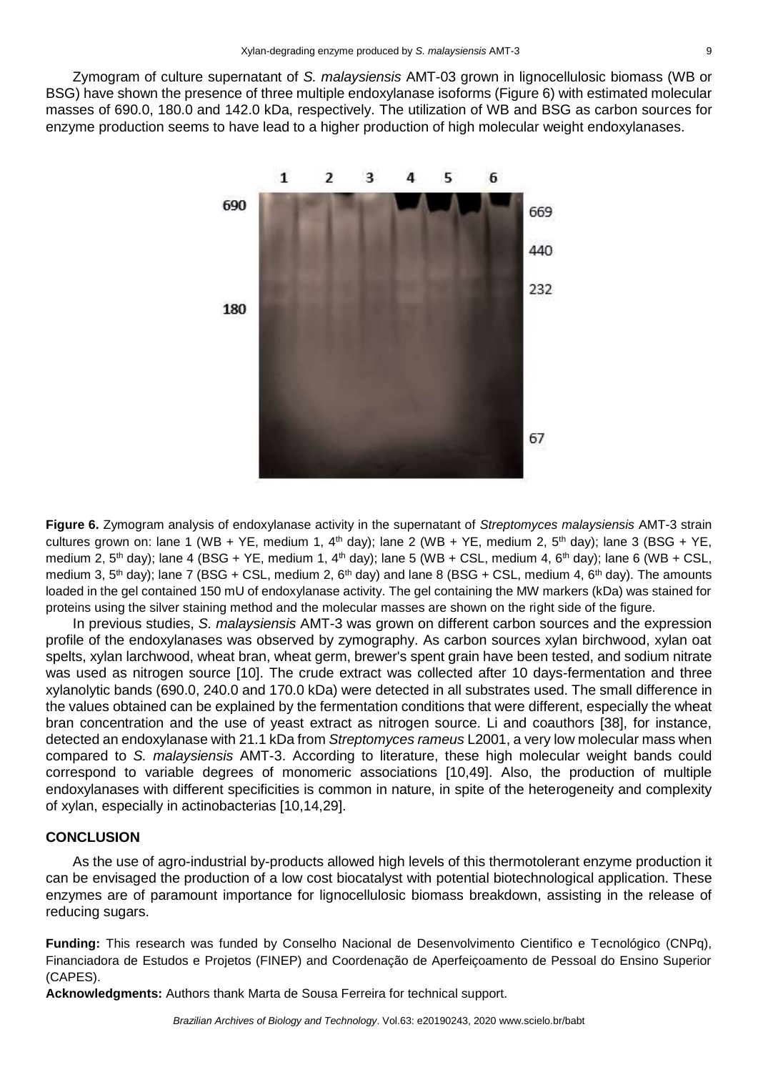Zymogram of culture supernatant of *S. malaysiensis* AMT-03 grown in lignocellulosic biomass (WB or BSG) have shown the presence of three multiple endoxylanase isoforms (Figure 6) with estimated molecular masses of 690.0, 180.0 and 142.0 kDa, respectively. The utilization of WB and BSG as carbon sources for enzyme production seems to have lead to a higher production of high molecular weight endoxylanases.

**Figure 6.** Zymogram analysis of endoxylanase activity in the supernatant of *Streptomyces malaysiensis* AMT-3 strain cultures grown on: lane 1 (WB + YE, medium 1, 4$^{th}$ day); lane 2 (WB + YE, medium 2, 5$^{th}$ day); lane 3 (BSG + YE, medium 2, 5$^{th}$ day); lane 4 (BSG + YE, medium 1, 4$^{th}$ day); lane 5 (WB + CSL, medium 4, 6$^{th}$ day); lane 6 (WB + CSL, medium 3, 5$^{th}$ day); lane 7 (BSG + CSL, medium 2, 6$^{th}$ day) and lane 8 (BSG + CSL, medium 4, 6$^{th}$ day). The amounts loaded in the gel contained 150 mU of endoxylanase activity. The gel containing the MW markers (kDa) was stained for proteins using the silver staining method and the molecular masses are shown on the right side of the figure.

In previous studies, *S. malaysiensis* AMT-3 was grown on different carbon sources and the expression profile of the endoxylanases was observed by zymography. As carbon sources xylan birchwood, xylan oat spelts, xylan larchwood, wheat bran, wheat germ, brewer's spent grain have been tested, and sodium nitrate was used as nitrogen source [10]. The crude extract was collected after 10 days-fermentation and three xylanolytic bands (690.0, 240.0 and 170.0 kDa) were detected in all substrates used. The small difference in the values obtained can be explained by the fermentation conditions that were different, especially the wheat bran concentration and the use of yeast extract as nitrogen source. Li and coauthors [38], for instance, detected an endoxylanase with 21.1 kDa from *Streptomyces rameus* L2001, a very low molecular mass when compared to *S. malaysiensis* AMT-3. According to literature, these high molecular weight bands could correspond to variable degrees of monomeric associations [10,49]. Also, the production of multiple endoxylanases with different specificities is common in nature, in spite of the heterogeneity and complexity of xylan, especially in actinobacterias [10,14,29].

## CONCLUSION

As the use of agro-industrial by-products allowed high levels of this thermotolerant enzyme production it can be envisaged the production of a low cost biocatalyst with potential biotechnological application. These enzymes are of paramount importance for lignocellulosic biomass breakdown, assisting in the release of reducing sugars.

**Funding:** This research was funded by Conselho Nacional de Desenvolvimento Cientifico e Tecnológico (CNPq), Financiadora de Estudos e Projetos (FINEP) and Coordenação de Aperfeiçoamento de Pessoal do Ensino Superior (CAPES).

**Acknowledgments:** Authors thank Marta de Sousa Ferreira for technical support.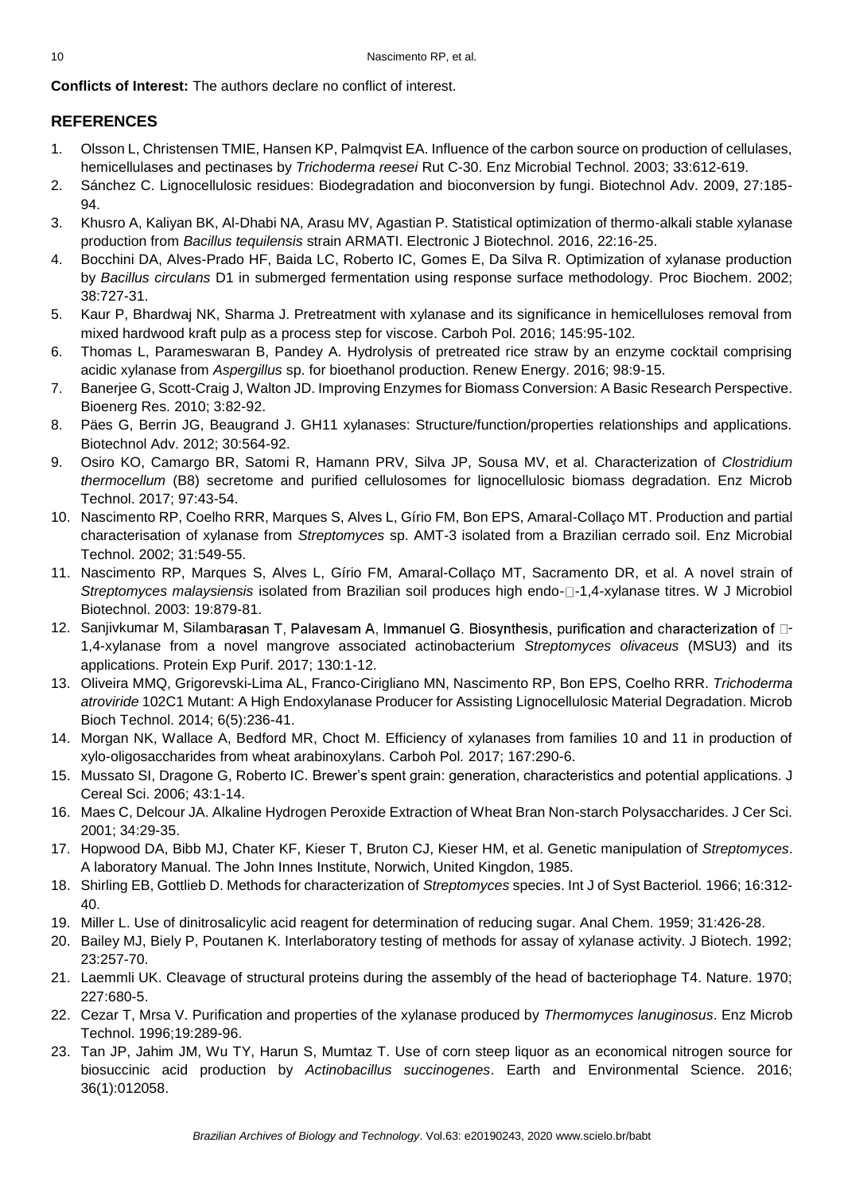**Conflicts of Interest:** The authors declare no conflict of interest.

## REFERENCES

1. Olsson L, Christensen TMIE, Hansen KP, Palmqvist EA. Influence of the carbon source on production of cellulases, hemicellulases and pectinases by *Trichoderma reesei* Rut C-30. Enz Microbial Technol. 2003; 33:612-619.
2. Sánchez C. Lignocellulosic residues: Biodegradation and bioconversion by fungi. Biotechnol Adv. 2009, 27:185-94.
3. Khusro A, Kaliyan BK, Al-Dhabi NA, Arasu MV, Agastian P. Statistical optimization of thermo-alkali stable xylanase production from *Bacillus tequilensis* strain ARMATI. Electronic J Biotechnol. 2016, 22:16-25.
4. Bocchini DA, Alves-Prado HF, Baida LC, Roberto IC, Gomes E, Da Silva R. Optimization of xylanase production by *Bacillus circulans* D1 in submerged fermentation using response surface methodology. Proc Biochem. 2002; 38:727-31.
5. Kaur P, Bhardwaj NK, Sharma J. Pretreatment with xylanase and its significance in hemicelluloses removal from mixed hardwood kraft pulp as a process step for viscose. Carboh Pol. 2016; 145:95-102.
6. Thomas L, Parameswaran B, Pandey A. Hydrolysis of pretreated rice straw by an enzyme cocktail comprising acidic xylanase from *Aspergillus* sp. for bioethanol production. Renew Energy. 2016; 98:9-15.
7. Banerjee G, Scott-Craig J, Walton JD. Improving Enzymes for Biomass Conversion: A Basic Research Perspective. Bioenerg Res. 2010; 3:82-92.
8. Päes G, Berrin JG, Beaugrand J. GH11 xylanases: Structure/function/properties relationships and applications. Biotechnol Adv. 2012; 30:564-92.
9. Osiro KO, Camargo BR, Satomi R, Hamann PRV, Silva JP, Sousa MV, et al. Characterization of *Clostridium thermocellum* (B8) secretome and purified cellulosomes for lignocellulosic biomass degradation. Enz Microb Technol. 2017; 97:43-54.
10. Nascimento RP, Coelho RRR, Marques S, Alves L, Gírio FM, Bon EPS, Amaral-Collaço MT. Production and partial characterisation of xylanase from *Streptomyces* sp. AMT-3 isolated from a Brazilian cerrado soil. Enz Microbial Technol. 2002; 31:549-55.
11. Nascimento RP, Marques S, Alves L, Gírio FM, Amaral-Collaço MT, Sacramento DR, et al. A novel strain of *Streptomyces malaysiensis* isolated from Brazilian soil produces high endo-β-1,4-xylanase titres. W J Microbiol Biotechnol. 2003: 19:879-81.
12. Sanjivkumar M, Silambarasan T, Palavesam A, Immanuel G. Biosynthesis, purification and characterization of β-1,4-xylanase from a novel mangrove associated actinobacterium *Streptomyces olivaceus* (MSU3) and its applications. Protein Exp Purif. 2017; 130:1-12.
13. Oliveira MMQ, Grigorevski-Lima AL, Franco-Cirigliano MN, Nascimento RP, Bon EPS, Coelho RRR. *Trichoderma atroviride* 102C1 Mutant: A High Endoxylanase Producer for Assisting Lignocellulosic Material Degradation. Microb Bioch Technol. 2014; 6(5):236-41.
14. Morgan NK, Wallace A, Bedford MR, Choct M. Efficiency of xylanases from families 10 and 11 in production of xylo-oligosaccharides from wheat arabinoxylans. Carboh Pol*.* 2017; 167:290-6.
15. Mussato SI, Dragone G, Roberto IC. Brewer's spent grain: generation, characteristics and potential applications. J Cereal Sci. 2006; 43:1-14.
16. Maes C, Delcour JA. Alkaline Hydrogen Peroxide Extraction of Wheat Bran Non-starch Polysaccharides. J Cer Sci. 2001; 34:29-35.
17. Hopwood DA, Bibb MJ, Chater KF, Kieser T, Bruton CJ, Kieser HM, et al. Genetic manipulation of *Streptomyces*. A laboratory Manual. The John Innes Institute, Norwich, United Kingdon, 1985.
18. Shirling EB, Gottlieb D. Methods for characterization of *Streptomyces* species. Int J of Syst Bacteriol*.* 1966; 16:312-40.
19. Miller L. Use of dinitrosalicylic acid reagent for determination of reducing sugar. Anal Chem*.* 1959; 31:426-28.
20. Bailey MJ, Biely P, Poutanen K. Interlaboratory testing of methods for assay of xylanase activity. J Biotech. 1992; 23:257-70.
21. Laemmli UK. Cleavage of structural proteins during the assembly of the head of bacteriophage T4. Nature. 1970; 227:680-5.
22. Cezar T, Mrsa V. Purification and properties of the xylanase produced by *Thermomyces lanuginosus*. Enz Microb Technol. 1996;19:289-96.
23. Tan JP, Jahim JM, Wu TY, Harun S, Mumtaz T. Use of corn steep liquor as an economical nitrogen source for biosuccinic acid production by *Actinobacillus succinogenes*. Earth and Environmental Science. 2016; 36(1):012058.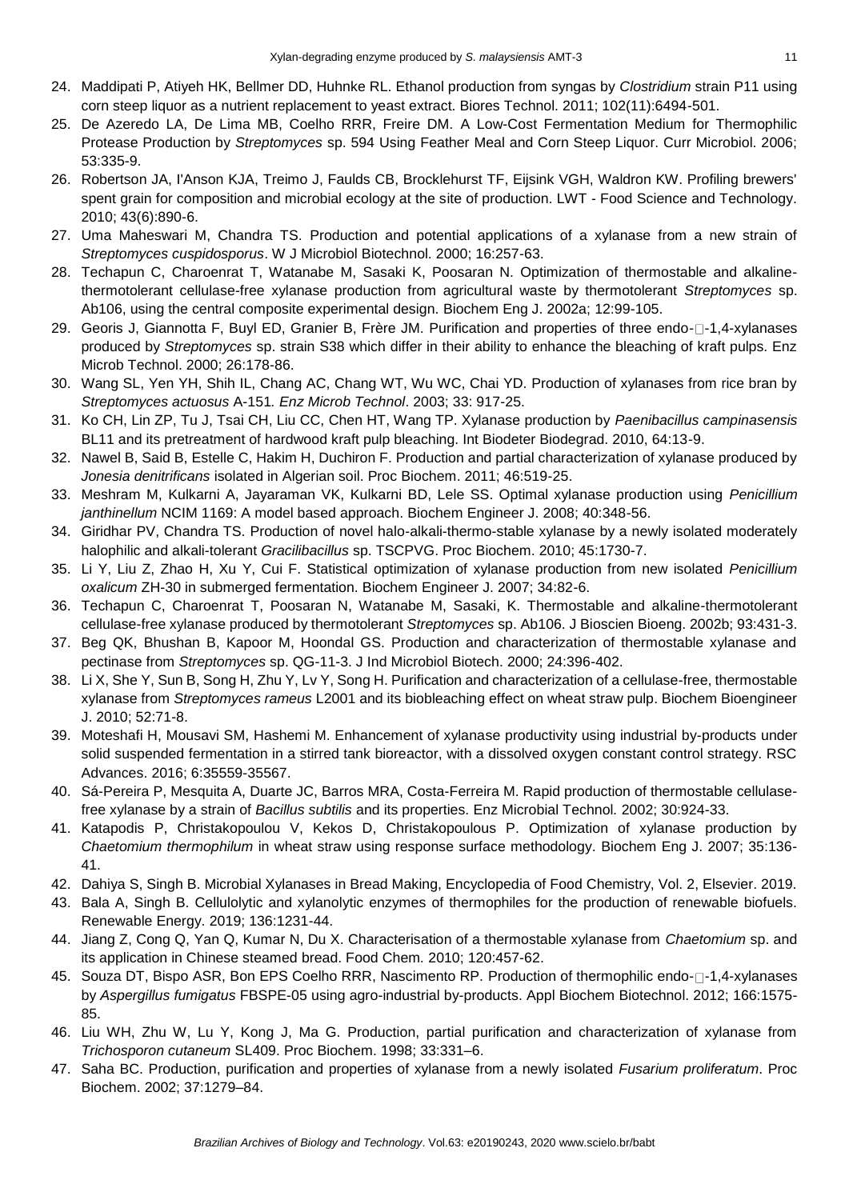24. Maddipati P, Atiyeh HK, Bellmer DD, Huhnke RL. Ethanol production from syngas by *Clostridium* strain P11 using corn steep liquor as a nutrient replacement to yeast extract. Biores Technol. 2011; 102(11):6494-501.
25. De Azeredo LA, De Lima MB, Coelho RRR, Freire DM. A Low-Cost Fermentation Medium for Thermophilic Protease Production by *Streptomyces* sp. 594 Using Feather Meal and Corn Steep Liquor. Curr Microbiol. 2006; 53:335-9.
26. Robertson JA, I'Anson KJA, Treimo J, Faulds CB, Brocklehurst TF, Eijsink VGH, Waldron KW. Profiling brewers' spent grain for composition and microbial ecology at the site of production. LWT - Food Science and Technology. 2010; 43(6):890-6.
27. Uma Maheswari M, Chandra TS. Production and potential applications of a xylanase from a new strain of *Streptomyces cuspidosporus*. W J Microbiol Biotechnol. 2000; 16:257-63.
28. Techapun C, Charoenrat T, Watanabe M, Sasaki K, Poosaran N. Optimization of thermostable and alkaline-thermotolerant cellulase-free xylanase production from agricultural waste by thermotolerant *Streptomyces* sp. Ab106, using the central composite experimental design. Biochem Eng J. 2002a; 12:99-105.
29. Georis J, Giannotta F, Buyl ED, Granier B, Frère JM. Purification and properties of three endo-□-1,4-xylanases produced by *Streptomyces* sp. strain S38 which differ in their ability to enhance the bleaching of kraft pulps. Enz Microb Technol. 2000; 26:178-86.
30. Wang SL, Yen YH, Shih IL, Chang AC, Chang WT, Wu WC, Chai YD. Production of xylanases from rice bran by *Streptomyces actuosus* A-151*. Enz Microb Technol*. 2003; 33: 917-25.
31. Ko CH, Lin ZP, Tu J, Tsai CH, Liu CC, Chen HT, Wang TP. Xylanase production by *Paenibacillus campinasensis* BL11 and its pretreatment of hardwood kraft pulp bleaching. Int Biodeter Biodegrad. 2010, 64:13-9.
32. Nawel B, Said B, Estelle C, Hakim H, Duchiron F. Production and partial characterization of xylanase produced by *Jonesia denitrificans* isolated in Algerian soil. Proc Biochem. 2011; 46:519-25.
33. Meshram M, Kulkarni A, Jayaraman VK, Kulkarni BD, Lele SS. Optimal xylanase production using *Penicillium janthinellum* NCIM 1169: A model based approach. Biochem Engineer J. 2008; 40:348-56.
34. Giridhar PV, Chandra TS. Production of novel halo-alkali-thermo-stable xylanase by a newly isolated moderately halophilic and alkali-tolerant *Gracilibacillus* sp. TSCPVG. Proc Biochem. 2010; 45:1730-7.
35. Li Y, Liu Z, Zhao H, Xu Y, Cui F. Statistical optimization of xylanase production from new isolated *Penicillium oxalicum* ZH-30 in submerged fermentation. Biochem Engineer J. 2007; 34:82-6.
36. Techapun C, Charoenrat T, Poosaran N, Watanabe M, Sasaki, K. Thermostable and alkaline-thermotolerant cellulase-free xylanase produced by thermotolerant *Streptomyces* sp. Ab106. J Bioscien Bioeng. 2002b; 93:431-3.
37. Beg QK, Bhushan B, Kapoor M, Hoondal GS. Production and characterization of thermostable xylanase and pectinase from *Streptomyces* sp. QG-11-3. J Ind Microbiol Biotech. 2000; 24:396-402.
38. Li X, She Y, Sun B, Song H, Zhu Y, Lv Y, Song H. Purification and characterization of a cellulase-free, thermostable xylanase from *Streptomyces rameus* L2001 and its biobleaching effect on wheat straw pulp. Biochem Bioengineer J. 2010; 52:71-8.
39. Moteshafi H, Mousavi SM, Hashemi M. Enhancement of xylanase productivity using industrial by-products under solid suspended fermentation in a stirred tank bioreactor, with a dissolved oxygen constant control strategy. RSC Advances. 2016; 6:35559-35567.
40. Sá-Pereira P, Mesquita A, Duarte JC, Barros MRA, Costa-Ferreira M. Rapid production of thermostable cellulase-free xylanase by a strain of *Bacillus subtilis* and its properties. Enz Microbial Technol. 2002; 30:924-33.
41. Katapodis P, Christakopoulou V, Kekos D, Christakopoulous P. Optimization of xylanase production by *Chaetomium thermophilum* in wheat straw using response surface methodology. Biochem Eng J. 2007; 35:136-41.
42. Dahiya S, Singh B. Microbial Xylanases in Bread Making, Encyclopedia of Food Chemistry, Vol. 2, Elsevier. 2019.
43. Bala A, Singh B. Cellulolytic and xylanolytic enzymes of thermophiles for the production of renewable biofuels. Renewable Energy. 2019; 136:1231-44.
44. Jiang Z, Cong Q, Yan Q, Kumar N, Du X. Characterisation of a thermostable xylanase from *Chaetomium* sp. and its application in Chinese steamed bread. Food Chem. 2010; 120:457-62.
45. Souza DT, Bispo ASR, Bon EPS Coelho RRR, Nascimento RP. Production of thermophilic endo-□-1,4-xylanases by *Aspergillus fumigatus* FBSPE-05 using agro-industrial by-products. Appl Biochem Biotechnol. 2012; 166:1575-85.
46. Liu WH, Zhu W, Lu Y, Kong J, Ma G. Production, partial purification and characterization of xylanase from *Trichosporon cutaneum* SL409. Proc Biochem. 1998; 33:331–6.
47. Saha BC. Production, purification and properties of xylanase from a newly isolated *Fusarium proliferatum*. Proc Biochem. 2002; 37:1279–84.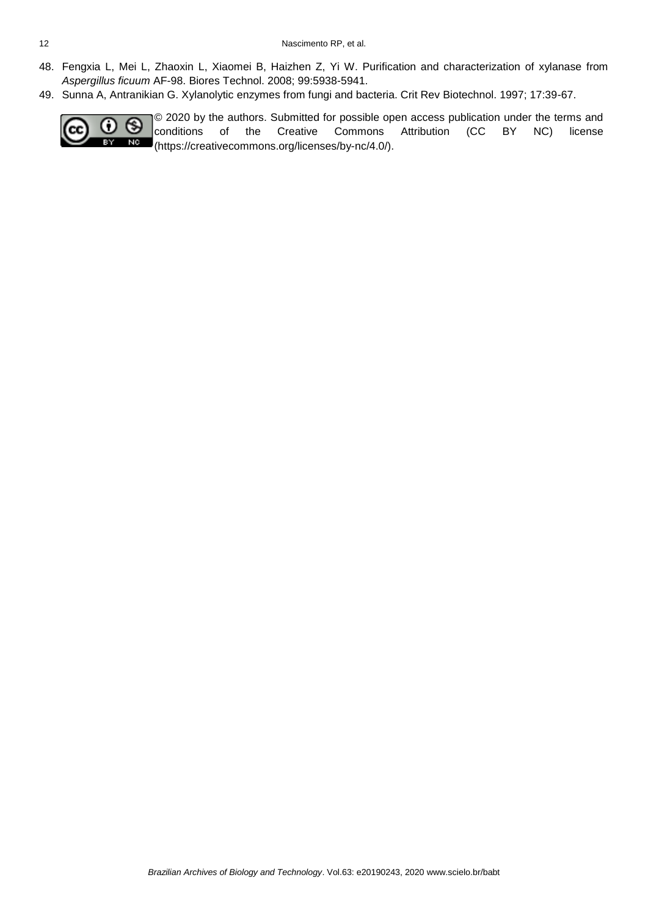48. Fengxia L, Mei L, Zhaoxin L, Xiaomei B, Haizhen Z, Yi W. Purification and characterization of xylanase from *Aspergillus ficuum* AF-98. Biores Technol. 2008; 99:5938-5941.
49. Sunna A, Antranikian G. Xylanolytic enzymes from fungi and bacteria. Crit Rev Biotechnol. 1997; 17:39-67.

© 2020 by the authors. Submitted for possible open access publication under the terms and conditions of the Creative Commons Attribution (CC BY NC) license (https://creativecommons.org/licenses/by-nc/4.0/).